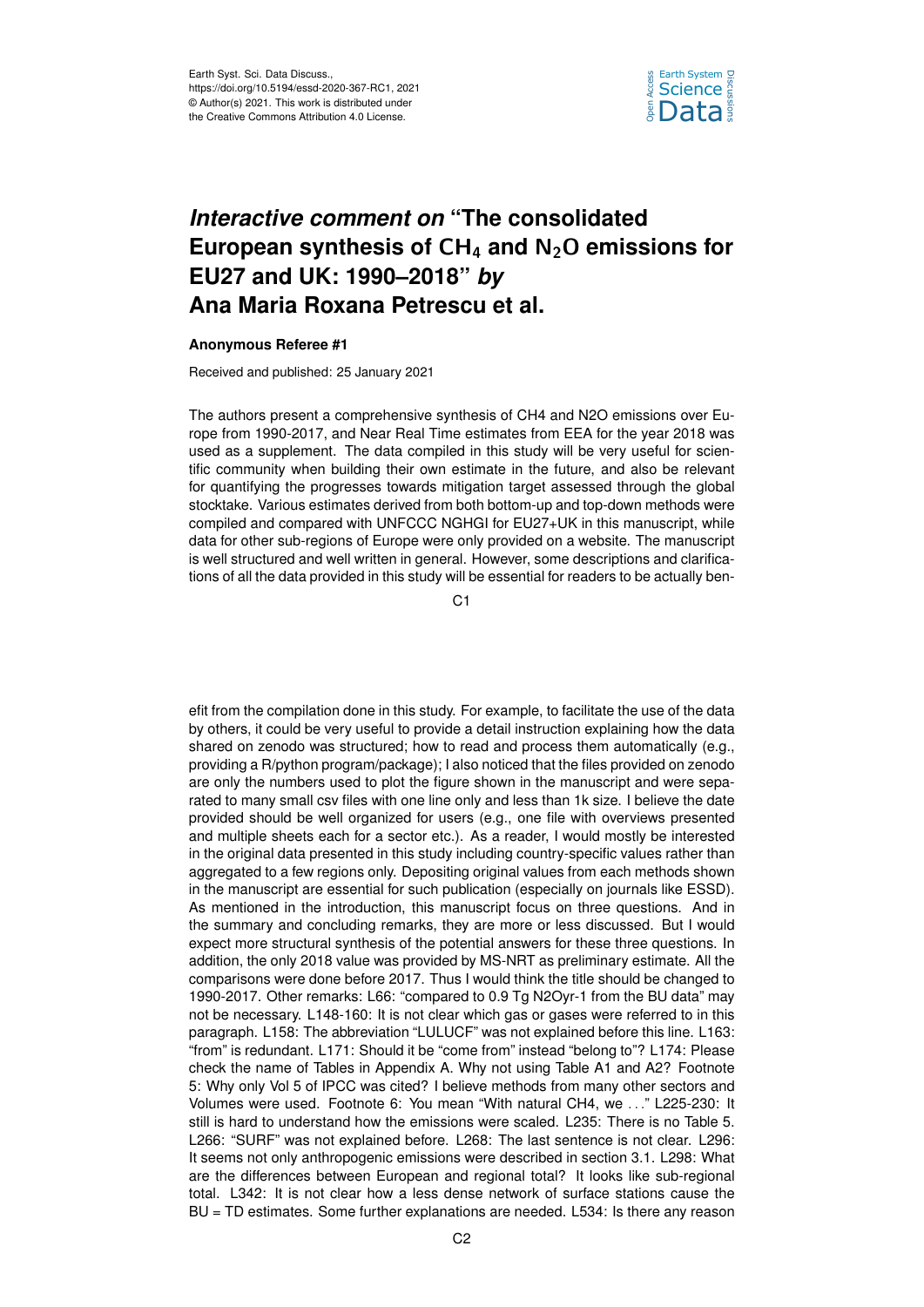# *Interactive comment on* "The consolidated European synthesis of $CH_4$ and $N_2O$ emissions for EU27 and UK: 1990–2018" *by* Ana Maria Roxana Petrescu et al.

**Anonymous Referee #1**

Received and published: 25 January 2021

The authors present a comprehensive synthesis of CH4 and N2O emissions over Europe from 1990-2017, and Near Real Time estimates from EEA for the year 2018 was used as a supplement. The data compiled in this study will be very useful for scientific community when building their own estimate in the future, and also be relevant for quantifying the progresses towards mitigation target assessed through the global stocktake. Various estimates derived from both bottom-up and top-down methods were compiled and compared with UNFCCC NGHGI for EU27+UK in this manuscript, while data for other sub-regions of Europe were only provided on a website. The manuscript is well structured and well written in general. However, some descriptions and clarifications of all the data provided in this study will be essential for readers to be actually benefit from the compilation done in this study. For example, to facilitate the use of the data by others, it could be very useful to provide a detail instruction explaining how the data shared on zenodo was structured; how to read and process them automatically (e.g., providing a R/python program/package); I also noticed that the files provided on zenodo are only the numbers used to plot the figure shown in the manuscript and were separated to many small csv files with one line only and less than 1k size. I believe the date provided should be well organized for users (e.g., one file with overviews presented and multiple sheets each for a sector etc.). As a reader, I would mostly be interested in the original data presented in this study including country-specific values rather than aggregated to a few regions only. Depositing original values from each methods shown in the manuscript are essential for such publication (especially on journals like ESSD). As mentioned in the introduction, this manuscript focus on three questions. And in the summary and concluding remarks, they are more or less discussed. But I would expect more structural synthesis of the potential answers for these three questions. In addition, the only 2018 value was provided by MS-NRT as preliminary estimate. All the comparisons were done before 2017. Thus I would think the title should be changed to 1990-2017. Other remarks: L66: "compared to 0.9 Tg N2Oyr-1 from the BU data" may not be necessary. L148-160: It is not clear which gas or gases were referred to in this paragraph. L158: The abbreviation "LULUCF" was not explained before this line. L163: "from" is redundant. L171: Should it be "come from" instead "belong to"? L174: Please check the name of Tables in Appendix A. Why not using Table A1 and A2? Footnote 5: Why only Vol 5 of IPCC was cited? I believe methods from many other sectors and Volumes were used. Footnote 6: You mean "With natural CH4, we . . ." L225-230: It still is hard to understand how the emissions were scaled. L235: There is no Table 5. L266: "SURF" was not explained before. L268: The last sentence is not clear. L296: It seems not only anthropogenic emissions were described in section 3.1. L298: What are the differences between European and regional total? It looks like sub-regional total. L342: It is not clear how a less dense network of surface stations cause the BU = TD estimates. Some further explanations are needed. L534: Is there any reason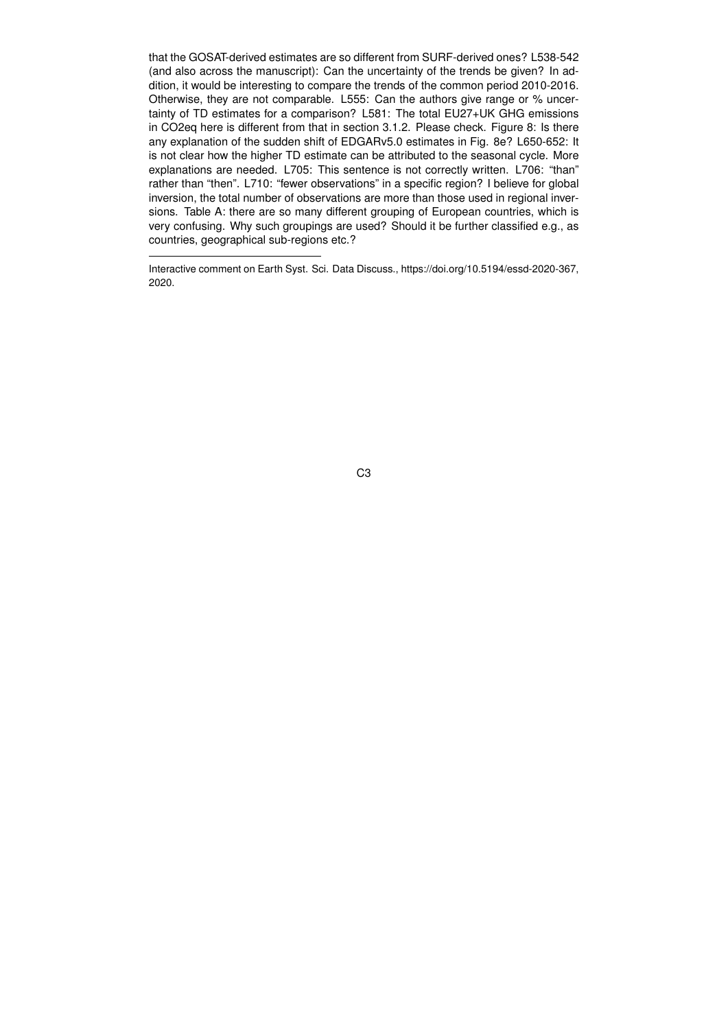that the GOSAT-derived estimates are so different from SURF-derived ones? L538-542 (and also across the manuscript): Can the uncertainty of the trends be given? In addition, it would be interesting to compare the trends of the common period 2010-2016. Otherwise, they are not comparable. L555: Can the authors give range or % uncertainty of TD estimates for a comparison? L581: The total EU27+UK GHG emissions in $CO_2$eq here is different from that in section 3.1.2. Please check. Figure 8: Is there any explanation of the sudden shift of EDGARv5.0 estimates in Fig. 8e? L650-652: It is not clear how the higher TD estimate can be attributed to the seasonal cycle. More explanations are needed. L705: This sentence is not correctly written. L706: "than" rather than "then". L710: "fewer observations" in a specific region? I believe for global inversion, the total number of observations are more than those used in regional inversions. Table A: there are so many different grouping of European countries, which is very confusing. Why such groupings are used? Should it be further classified e.g., as countries, geographical sub-regions etc.?

---

Interactive comment on Earth Syst. Sci. Data Discuss., https://doi.org/10.5194/essd-2020-367, 2020.